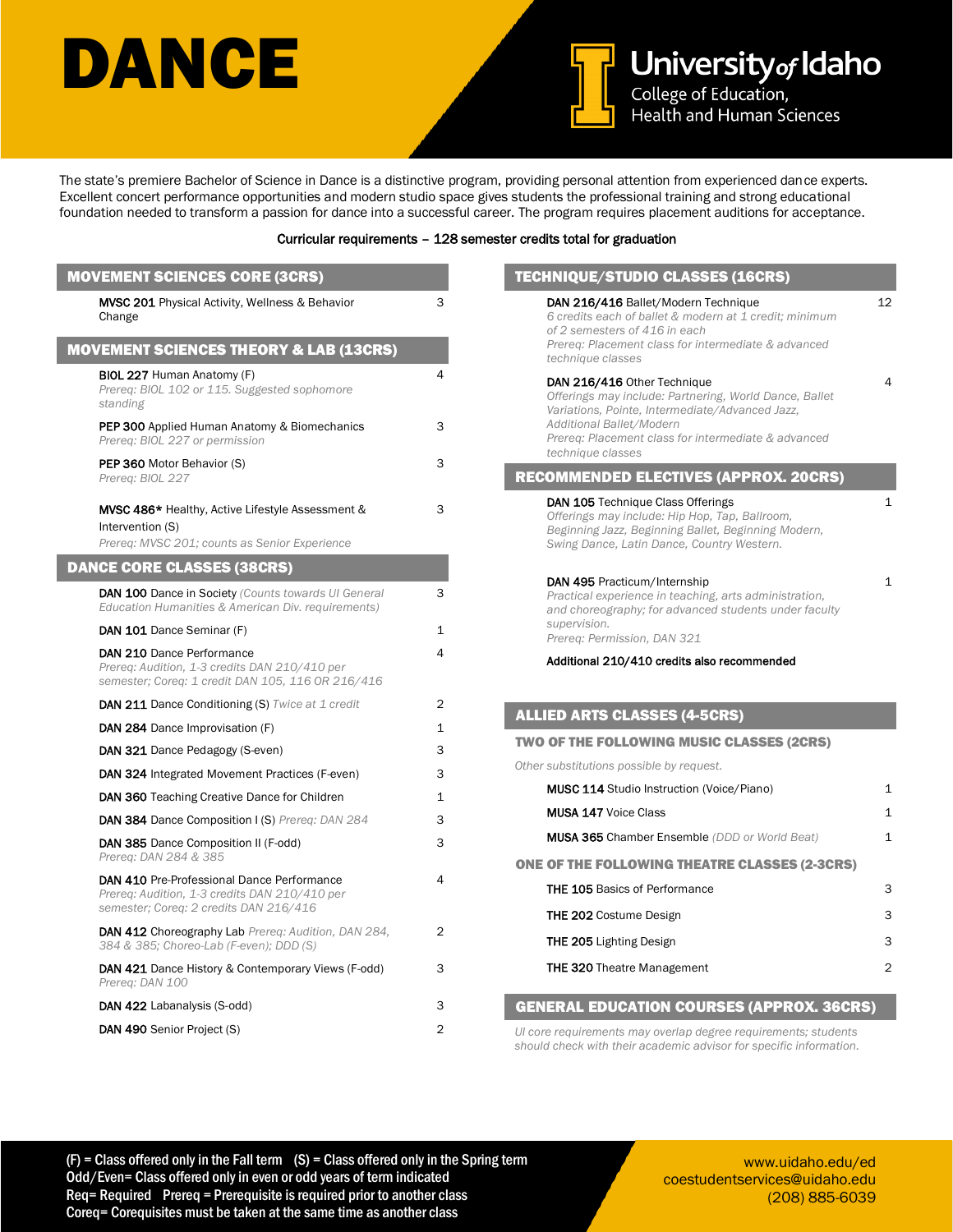# DANCE

University of Idaho
College of Education, Health and Human Sciences

The state's premiere Bachelor of Science in Dance is a distinctive program, providing personal attention from experienced dance experts. Excellent concert performance opportunities and modern studio space gives students the professional training and strong educational foundation needed to transform a passion for dance into a successful career. The program requires placement auditions for acceptance.

**Curricular requirements – 128 semester credits total for graduation**

## MOVEMENT SCIENCES CORE (3CRS)

| Course | Credits |
|---|---|
| **MVSC 201** Physical Activity, Wellness & Behavior Change | 3 |

## MOVEMENT SCIENCES THEORY & LAB (13CRS)

| Course | Credits |
|---|---|
| **BIOL 227** Human Anatomy (F)<br>*Prereq: BIOL 102 or 115. Suggested sophomore standing* | 4 |
| **PEP 300** Applied Human Anatomy & Biomechanics<br>*Prereq: BIOL 227 or permission* | 3 |
| **PEP 360** Motor Behavior (S)<br>*Prereq: BIOL 227* | 3 |
| **MVSC 486*** Healthy, Active Lifestyle Assessment & Intervention (S)<br>*Prereq: MVSC 201; counts as Senior Experience* | 3 |

## DANCE CORE CLASSES (38CRS)

| Course | Credits |
|---|---|
| **DAN 100** Dance in Society *(Counts towards UI General Education Humanities & American Div. requirements)* | 3 |
| **DAN 101** Dance Seminar (F) | 1 |
| **DAN 210** Dance Performance<br>*Prereq: Audition, 1-3 credits DAN 210/410 per semester; Coreq: 1 credit DAN 105, 116 OR 216/416* | 4 |
| **DAN 211** Dance Conditioning (S) *Twice at 1 credit* | 2 |
| **DAN 284** Dance Improvisation (F) | 1 |
| **DAN 321** Dance Pedagogy (S-even) | 3 |
| **DAN 324** Integrated Movement Practices (F-even) | 3 |
| **DAN 360** Teaching Creative Dance for Children | 1 |
| **DAN 384** Dance Composition I (S) *Prereq: DAN 284* | 3 |
| **DAN 385** Dance Composition II (F-odd)<br>*Prereq: DAN 284 & 385* | 3 |
| **DAN 410** Pre-Professional Dance Performance<br>*Prereq: Audition, 1-3 credits DAN 210/410 per semester; Coreq: 2 credits DAN 216/416* | 4 |
| **DAN 412** Choreography Lab *Prereq: Audition, DAN 284, 384 & 385; Choreo-Lab (F-even); DDD (S)* | 2 |
| **DAN 421** Dance History & Contemporary Views (F-odd)<br>*Prereq: DAN 100* | 3 |
| **DAN 422** Labanalysis (S-odd) | 3 |
| **DAN 490** Senior Project (S) | 2 |

## TECHNIQUE/STUDIO CLASSES (16CRS)

| Course | Credits |
|---|---|
| **DAN 216/416** Ballet/Modern Technique<br>*6 credits each of ballet & modern at 1 credit; minimum of 2 semesters of 416 in each*<br>*Prereq: Placement class for intermediate & advanced technique classes* | 12 |
| **DAN 216/416** Other Technique<br>*Offerings may include: Partnering, World Dance, Ballet Variations, Pointe, Intermediate/Advanced Jazz, Additional Ballet/Modern*<br>*Prereq: Placement class for intermediate & advanced technique classes* | 4 |

## RECOMMENDED ELECTIVES (APPROX. 20CRS)

| Course | Credits |
|---|---|
| **DAN 105** Technique Class Offerings<br>*Offerings may include: Hip Hop, Tap, Ballroom, Beginning Jazz, Beginning Ballet, Beginning Modern, Swing Dance, Latin Dance, Country Western.* | 1 |
| **DAN 495** Practicum/Internship<br>*Practical experience in teaching, arts administration, and choreography; for advanced students under faculty supervision.*<br>*Prereq: Permission, DAN 321* | 1 |

**Additional 210/410 credits also recommended**

## ALLIED ARTS CLASSES (4-5CRS)

### TWO OF THE FOLLOWING MUSIC CLASSES (2CRS)

*Other substitutions possible by request.*

| Course | Credits |
|---|---|
| **MUSC 114** Studio Instruction (Voice/Piano) | 1 |
| **MUSA 147** Voice Class | 1 |
| **MUSA 365** Chamber Ensemble *(DDD or World Beat)* | 1 |

### ONE OF THE FOLLOWING THEATRE CLASSES (2-3CRS)

| Course | Credits |
|---|---|
| **THE 105** Basics of Performance | 3 |
| **THE 202** Costume Design | 3 |
| **THE 205** Lighting Design | 3 |
| **THE 320** Theatre Management | 2 |

## GENERAL EDUCATION COURSES (APPROX. 36CRS)

*UI core requirements may overlap degree requirements; students should check with their academic advisor for specific information.*

(F) = Class offered only in the Fall term (S) = Class offered only in the Spring term
Odd/Even= Class offered only in even or odd years of term indicated
Req= Required Prereq = Prerequisite is required prior to another class
Coreq= Corequisites must be taken at the same time as another class

www.uidaho.edu/ed
coestudentservices@uidaho.edu
(208) 885-6039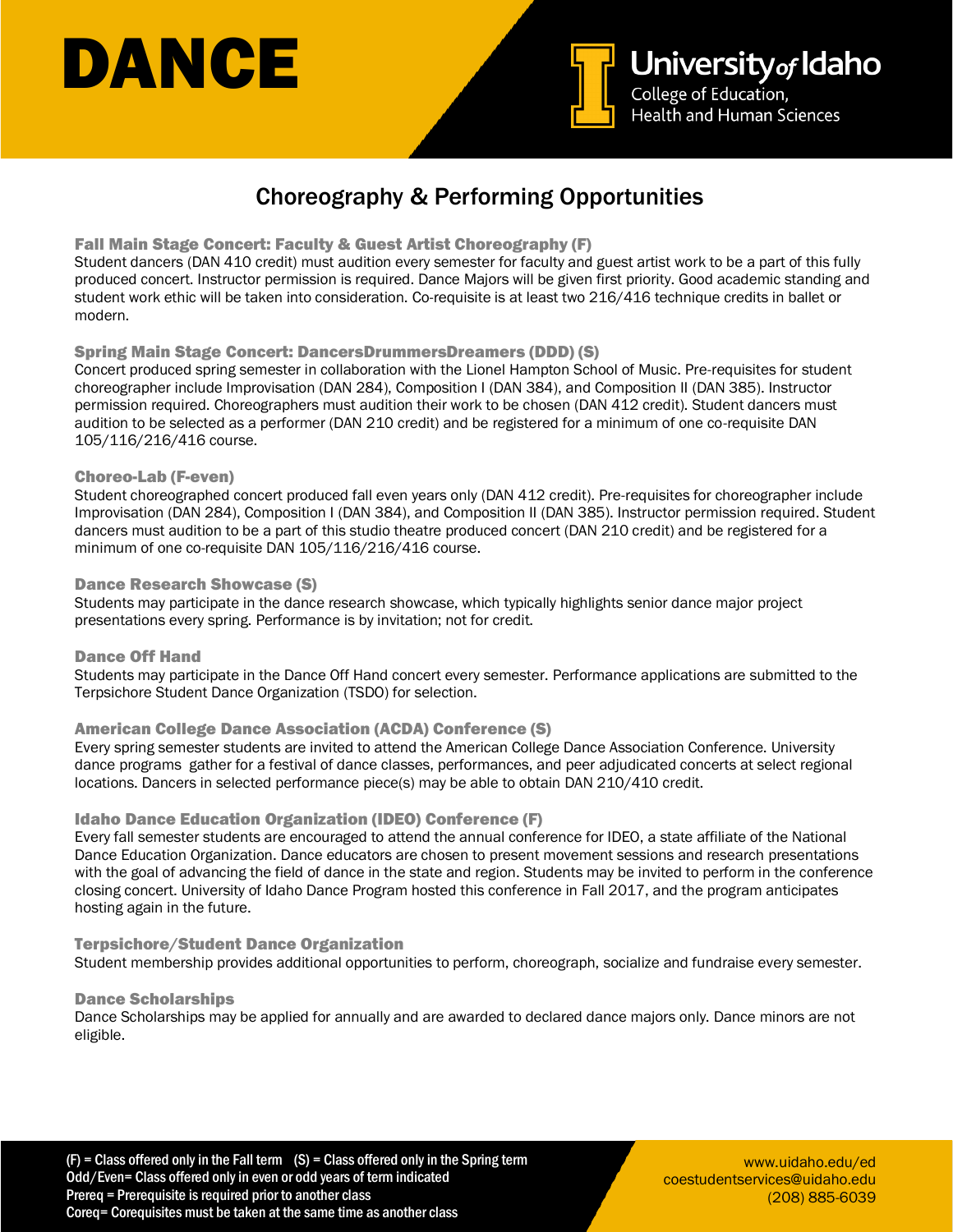# DANCE

University of Idaho
College of Education,
Health and Human Sciences

## Choreography & Performing Opportunities

### Fall Main Stage Concert: Faculty & Guest Artist Choreography (F)

Student dancers (DAN 410 credit) must audition every semester for faculty and guest artist work to be a part of this fully produced concert. Instructor permission is required. Dance Majors will be given first priority. Good academic standing and student work ethic will be taken into consideration. Co-requisite is at least two 216/416 technique credits in ballet or modern.

### Spring Main Stage Concert: DancersDrummersDreamers (DDD) (S)

Concert produced spring semester in collaboration with the Lionel Hampton School of Music. Pre-requisites for student choreographer include Improvisation (DAN 284), Composition I (DAN 384), and Composition II (DAN 385). Instructor permission required. Choreographers must audition their work to be chosen (DAN 412 credit). Student dancers must audition to be selected as a performer (DAN 210 credit) and be registered for a minimum of one co-requisite DAN 105/116/216/416 course.

### Choreo-Lab (F-even)

Student choreographed concert produced fall even years only (DAN 412 credit). Pre-requisites for choreographer include Improvisation (DAN 284), Composition I (DAN 384), and Composition II (DAN 385). Instructor permission required. Student dancers must audition to be a part of this studio theatre produced concert (DAN 210 credit) and be registered for a minimum of one co-requisite DAN 105/116/216/416 course.

### Dance Research Showcase (S)

Students may participate in the dance research showcase, which typically highlights senior dance major project presentations every spring. Performance is by invitation; not for credit.

### Dance Off Hand

Students may participate in the Dance Off Hand concert every semester. Performance applications are submitted to the Terpsichore Student Dance Organization (TSDO) for selection.

### American College Dance Association (ACDA) Conference (S)

Every spring semester students are invited to attend the American College Dance Association Conference. University dance programs gather for a festival of dance classes, performances, and peer adjudicated concerts at select regional locations. Dancers in selected performance piece(s) may be able to obtain DAN 210/410 credit.

### Idaho Dance Education Organization (IDEO) Conference (F)

Every fall semester students are encouraged to attend the annual conference for IDEO, a state affiliate of the National Dance Education Organization. Dance educators are chosen to present movement sessions and research presentations with the goal of advancing the field of dance in the state and region. Students may be invited to perform in the conference closing concert. University of Idaho Dance Program hosted this conference in Fall 2017, and the program anticipates hosting again in the future.

### Terpsichore/Student Dance Organization

Student membership provides additional opportunities to perform, choreograph, socialize and fundraise every semester.

### Dance Scholarships

Dance Scholarships may be applied for annually and are awarded to declared dance majors only. Dance minors are not eligible.

(F) = Class offered only in the Fall term (S) = Class offered only in the Spring term
Odd/Even= Class offered only in even or odd years of term indicated
Prereq = Prerequisite is required prior to another class
Coreq= Corequisites must be taken at the same time as another class

www.uidaho.edu/ed
coestudentservices@uidaho.edu
(208) 885-6039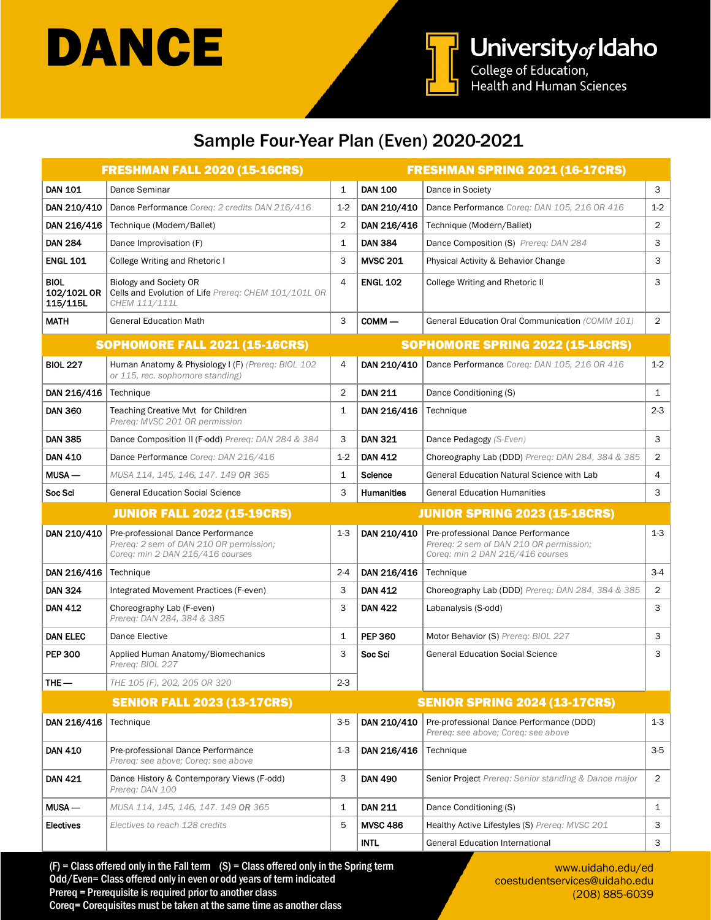# DANCE

University of Idaho
College of Education, Health and Human Sciences

## Sample Four-Year Plan (Even) 2020-2021

| FRESHMAN FALL 2020 (15-16CRS) | | | FRESHMAN SPRING 2021 (16-17CRS) | | |
|---|---|---|---|---|---|
| **DAN 101** | Dance Seminar | 1 | **DAN 100** | Dance in Society | 3 |
| **DAN 210/410** | Dance Performance *Coreq: 2 credits DAN 216/416* | 1-2 | **DAN 210/410** | Dance Performance *Coreq: DAN 105, 216 OR 416* | 1-2 |
| **DAN 216/416** | Technique (Modern/Ballet) | 2 | **DAN 216/416** | Technique (Modern/Ballet) | 2 |
| **DAN 284** | Dance Improvisation (F) | 1 | **DAN 384** | Dance Composition (S) *Prereq: DAN 284* | 3 |
| **ENGL 101** | College Writing and Rhetoric I | 3 | **MVSC 201** | Physical Activity & Behavior Change | 3 |
| **BIOL 102/102L OR 115/115L** | Biology and Society OR Cells and Evolution of Life *Prereq: CHEM 101/101L OR CHEM 111/111L* | 4 | **ENGL 102** | College Writing and Rhetoric II | 3 |
| **MATH** | General Education Math | 3 | **COMM —** | General Education Oral Communication *(COMM 101)* | 2 |
| **SOPHOMORE FALL 2021 (15-16CRS)** | | | **SOPHOMORE SPRING 2022 (15-18CRS)** | | |
| **BIOL 227** | Human Anatomy & Physiology I (F) *(Prereq: BIOL 102 or 115, rec. sophomore standing)* | 4 | **DAN 210/410** | Dance Performance *Coreq: DAN 105, 216 OR 416* | 1-2 |
| **DAN 216/416** | Technique | 2 | **DAN 211** | Dance Conditioning (S) | 1 |
| **DAN 360** | Teaching Creative Mvt for Children *Prereq: MVSC 201 OR permission* | 1 | **DAN 216/416** | Technique | 2-3 |
| **DAN 385** | Dance Composition II (F-odd) *Prereq: DAN 284 & 384* | 3 | **DAN 321** | Dance Pedagogy *(S-Even)* | 3 |
| **DAN 410** | Dance Performance *Coreq: DAN 216/416* | 1-2 | **DAN 412** | Choreography Lab (DDD) *Prereq: DAN 284, 384 & 385* | 2 |
| **MUSA —** | *MUSA 114, 145, 146, 147. 149 **OR** 365* | 1 | **Science** | General Education Natural Science with Lab | 4 |
| **Soc Sci** | General Education Social Science | 3 | **Humanities** | General Education Humanities | 3 |
| **JUNIOR FALL 2022 (15-19CRS)** | | | **JUNIOR SPRING 2023 (15-18CRS)** | | |
| **DAN 210/410** | Pre-professional Dance Performance *Prereq: 2 sem of DAN 210 OR permission; Coreq: min 2 DAN 216/416 courses* | 1-3 | **DAN 210/410** | Pre-professional Dance Performance *Prereq: 2 sem of DAN 210 OR permission; Coreq: min 2 DAN 216/416 courses* | 1-3 |
| **DAN 216/416** | Technique | 2-4 | **DAN 216/416** | Technique | 3-4 |
| **DAN 324** | Integrated Movement Practices (F-even) | 3 | **DAN 412** | Choreography Lab (DDD) *Prereq: DAN 284, 384 & 385* | 2 |
| **DAN 412** | Choreography Lab (F-even) *Prereq: DAN 284, 384 & 385* | 3 | **DAN 422** | Labanalysis (S-odd) | 3 |
| **DAN ELEC** | Dance Elective | 1 | **PEP 360** | Motor Behavior (S) *Prereq: BIOL 227* | 3 |
| **PEP 300** | Applied Human Anatomy/Biomechanics *Prereq: BIOL 227* | 3 | **Soc Sci** | General Education Social Science | 3 |
| **THE —** | *THE 105 (F), 202, 205 OR 320* | 2-3 | | | |
| **SENIOR FALL 2023 (13-17CRS)** | | | **SENIOR SPRING 2024 (13-17CRS)** | | |
| **DAN 216/416** | Technique | 3-5 | **DAN 210/410** | Pre-professional Dance Performance (DDD) *Prereq: see above; Coreq: see above* | 1-3 |
| **DAN 410** | Pre-professional Dance Performance *Prereq: see above; Coreq: see above* | 1-3 | **DAN 216/416** | Technique | 3-5 |
| **DAN 421** | Dance History & Contemporary Views (F-odd) *Prereq: DAN 100* | 3 | **DAN 490** | Senior Project *Prereq: Senior standing & Dance major* | 2 |
| **MUSA —** | *MUSA 114, 145, 146, 147. 149 **OR** 365* | 1 | **DAN 211** | Dance Conditioning (S) | 1 |
| **Electives** | *Electives to reach 128 credits* | 5 | **MVSC 486** | Healthy Active Lifestyles (S) *Prereq: MVSC 201* | 3 |
| | | | **INTL** | General Education International | 3 |

(F) = Class offered only in the Fall term (S) = Class offered only in the Spring term
Odd/Even= Class offered only in even or odd years of term indicated
Prereq = Prerequisite is required prior to another class
Coreq= Corequisites must be taken at the same time as another class

www.uidaho.edu/ed
coestudentservices@uidaho.edu
(208) 885-6039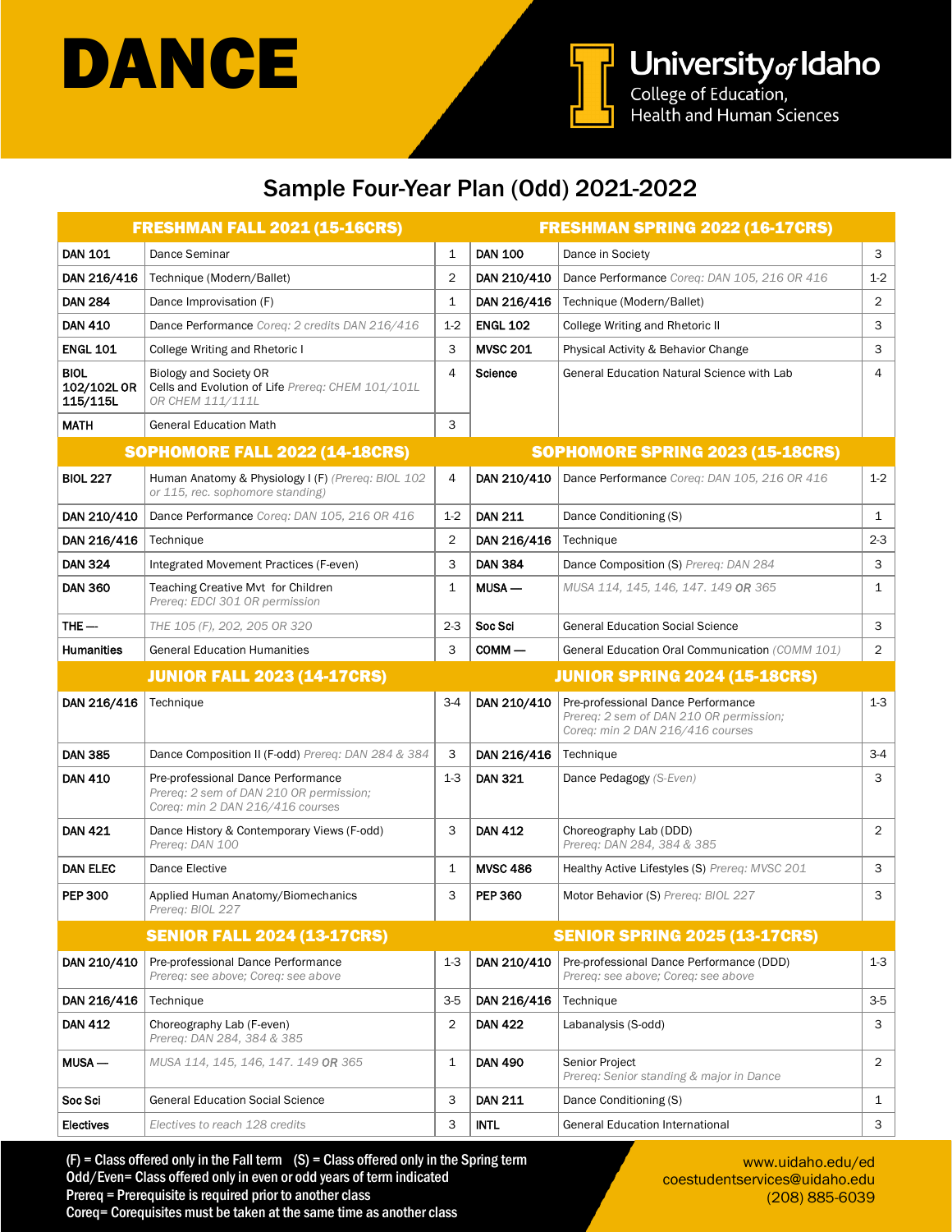# DANCE

University of Idaho
College of Education, Health and Human Sciences

## Sample Four-Year Plan (Odd) 2021-2022

| FRESHMAN FALL 2021 (15-16CRS) | | | FRESHMAN SPRING 2022 (16-17CRS) | | |
|---|---|---|---|---|---|
| **DAN 101** | Dance Seminar | 1 | **DAN 100** | Dance in Society | 3 |
| **DAN 216/416** | Technique (Modern/Ballet) | 2 | **DAN 210/410** | Dance Performance *Coreq: DAN 105, 216 OR 416* | 1-2 |
| **DAN 284** | Dance Improvisation (F) | 1 | **DAN 216/416** | Technique (Modern/Ballet) | 2 |
| **DAN 410** | Dance Performance *Coreq: 2 credits DAN 216/416* | 1-2 | **ENGL 102** | College Writing and Rhetoric II | 3 |
| **ENGL 101** | College Writing and Rhetoric I | 3 | **MVSC 201** | Physical Activity & Behavior Change | 3 |
| **BIOL 102/102L OR 115/115L** | Biology and Society OR Cells and Evolution of Life *Prereq: CHEM 101/101L OR CHEM 111/111L* | 4 | **Science** | General Education Natural Science with Lab | 4 |
| **MATH** | General Education Math | 3 | | | |
| **SOPHOMORE FALL 2022 (14-18CRS)** | | | **SOPHOMORE SPRING 2023 (15-18CRS)** | | |
| **BIOL 227** | Human Anatomy & Physiology I (F) *(Prereq: BIOL 102 or 115, rec. sophomore standing)* | 4 | **DAN 210/410** | Dance Performance *Coreq: DAN 105, 216 OR 416* | 1-2 |
| **DAN 210/410** | Dance Performance *Coreq: DAN 105, 216 OR 416* | 1-2 | **DAN 211** | Dance Conditioning (S) | 1 |
| **DAN 216/416** | Technique | 2 | **DAN 216/416** | Technique | 2-3 |
| **DAN 324** | Integrated Movement Practices (F-even) | 3 | **DAN 384** | Dance Composition (S) *Prereq: DAN 284* | 3 |
| **DAN 360** | Teaching Creative Mvt for Children *Prereq: EDCI 301 OR permission* | 1 | **MUSA —** | *MUSA 114, 145, 146, 147. 149* **OR** *365* | 1 |
| **THE —** | *THE 105 (F), 202, 205 OR 320* | 2-3 | **Soc Sci** | General Education Social Science | 3 |
| **Humanities** | General Education Humanities | 3 | **COMM —** | General Education Oral Communication *(COMM 101)* | 2 |
| **JUNIOR FALL 2023 (14-17CRS)** | | | **JUNIOR SPRING 2024 (15-18CRS)** | | |
| **DAN 216/416** | Technique | 3-4 | **DAN 210/410** | Pre-professional Dance Performance *Prereq: 2 sem of DAN 210 OR permission; Coreq: min 2 DAN 216/416 courses* | 1-3 |
| **DAN 385** | Dance Composition II (F-odd) *Prereq: DAN 284 & 384* | 3 | **DAN 216/416** | Technique | 3-4 |
| **DAN 410** | Pre-professional Dance Performance *Prereq: 2 sem of DAN 210 OR permission; Coreq: min 2 DAN 216/416 courses* | 1-3 | **DAN 321** | Dance Pedagogy *(S-Even)* | 3 |
| **DAN 421** | Dance History & Contemporary Views (F-odd) *Prereq: DAN 100* | 3 | **DAN 412** | Choreography Lab (DDD) *Prereq: DAN 284, 384 & 385* | 2 |
| **DAN ELEC** | Dance Elective | 1 | **MVSC 486** | Healthy Active Lifestyles (S) *Prereq: MVSC 201* | 3 |
| **PEP 300** | Applied Human Anatomy/Biomechanics *Prereq: BIOL 227* | 3 | **PEP 360** | Motor Behavior (S) *Prereq: BIOL 227* | 3 |
| **SENIOR FALL 2024 (13-17CRS)** | | | **SENIOR SPRING 2025 (13-17CRS)** | | |
| **DAN 210/410** | Pre-professional Dance Performance *Prereq: see above; Coreq: see above* | 1-3 | **DAN 210/410** | Pre-professional Dance Performance (DDD) *Prereq: see above; Coreq: see above* | 1-3 |
| **DAN 216/416** | Technique | 3-5 | **DAN 216/416** | Technique | 3-5 |
| **DAN 412** | Choreography Lab (F-even) *Prereq: DAN 284, 384 & 385* | 2 | **DAN 422** | Labanalysis (S-odd) | 3 |
| **MUSA —** | *MUSA 114, 145, 146, 147. 149* **OR** *365* | 1 | **DAN 490** | Senior Project *Prereq: Senior standing & major in Dance* | 2 |
| **Soc Sci** | General Education Social Science | 3 | **DAN 211** | Dance Conditioning (S) | 1 |
| **Electives** | *Electives to reach 128 credits* | 3 | **INTL** | General Education International | 3 |

(F) = Class offered only in the Fall term (S) = Class offered only in the Spring term
Odd/Even= Class offered only in even or odd years of term indicated
Prereq = Prerequisite is required prior to another class
Coreq= Corequisites must be taken at the same time as another class

www.uidaho.edu/ed
coestudentservices@uidaho.edu
(208) 885-6039